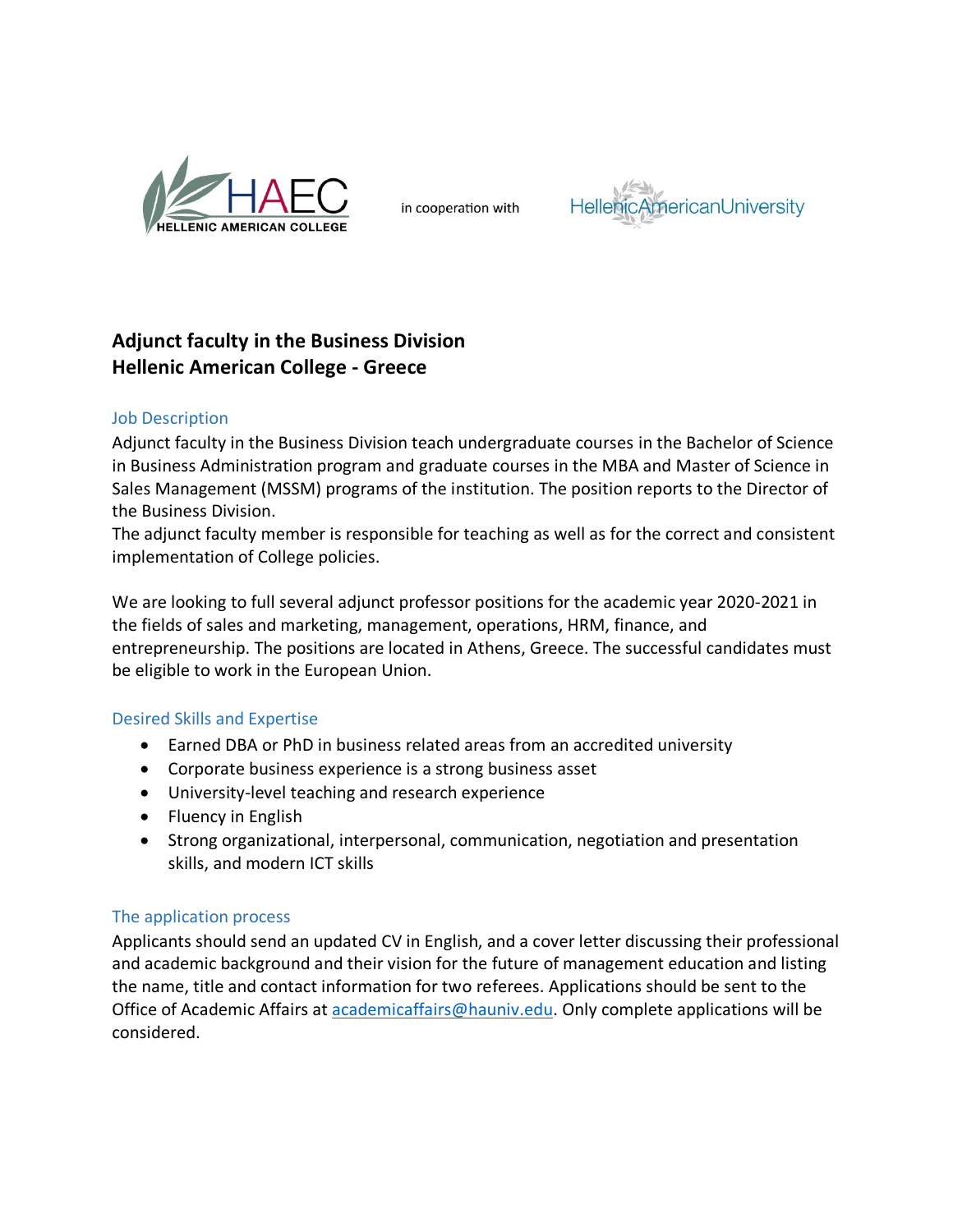HELLENIC AMERICAN COLLEGE (HAEC) in cooperation with Hellenic American University

## Adjunct faculty in the Business Division
## Hellenic American College - Greece

### Job Description

Adjunct faculty in the Business Division teach undergraduate courses in the Bachelor of Science in Business Administration program and graduate courses in the MBA and Master of Science in Sales Management (MSSM) programs of the institution. The position reports to the Director of the Business Division.

The adjunct faculty member is responsible for teaching as well as for the correct and consistent implementation of College policies.

We are looking to full several adjunct professor positions for the academic year 2020-2021 in the fields of sales and marketing, management, operations, HRM, finance, and entrepreneurship. The positions are located in Athens, Greece. The successful candidates must be eligible to work in the European Union.

### Desired Skills and Expertise

- Earned DBA or PhD in business related areas from an accredited university
- Corporate business experience is a strong business asset
- University-level teaching and research experience
- Fluency in English
- Strong organizational, interpersonal, communication, negotiation and presentation skills, and modern ICT skills

### The application process

Applicants should send an updated CV in English, and a cover letter discussing their professional and academic background and their vision for the future of management education and listing the name, title and contact information for two referees. Applications should be sent to the Office of Academic Affairs at academicaffairs@hauniv.edu. Only complete applications will be considered.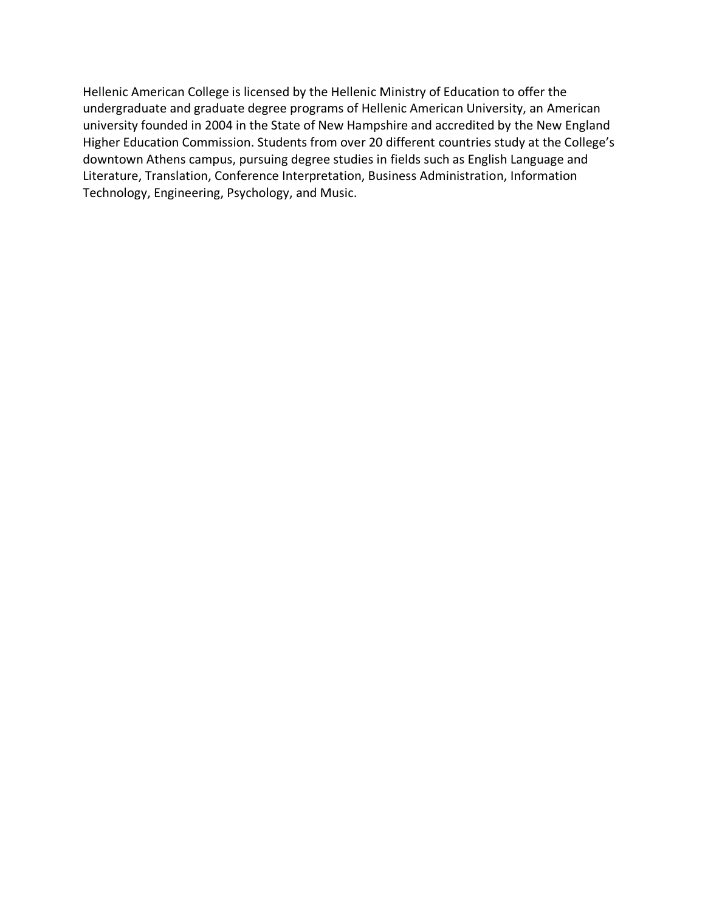Hellenic American College is licensed by the Hellenic Ministry of Education to offer the undergraduate and graduate degree programs of Hellenic American University, an American university founded in 2004 in the State of New Hampshire and accredited by the New England Higher Education Commission. Students from over 20 different countries study at the College's downtown Athens campus, pursuing degree studies in fields such as English Language and Literature, Translation, Conference Interpretation, Business Administration, Information Technology, Engineering, Psychology, and Music.